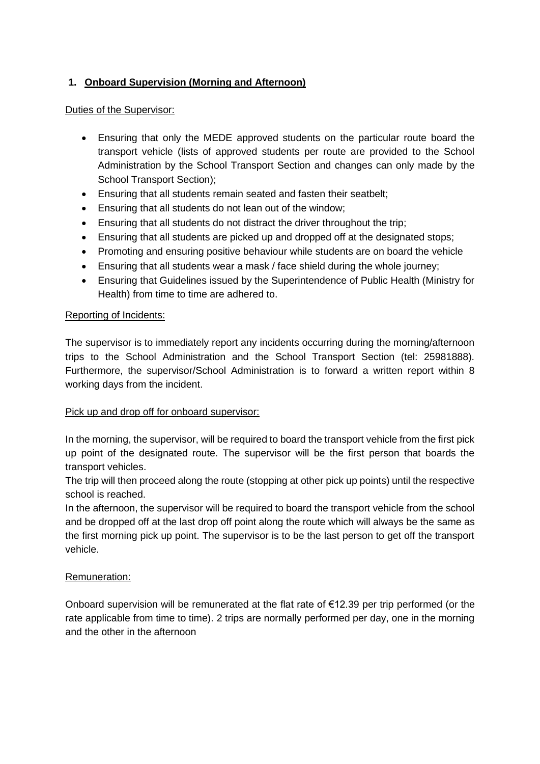## 1. Onboard Supervision (Morning and Afternoon)

Duties of the Supervisor:

- Ensuring that only the MEDE approved students on the particular route board the transport vehicle (lists of approved students per route are provided to the School Administration by the School Transport Section and changes can only made by the School Transport Section);
- Ensuring that all students remain seated and fasten their seatbelt;
- Ensuring that all students do not lean out of the window;
- Ensuring that all students do not distract the driver throughout the trip;
- Ensuring that all students are picked up and dropped off at the designated stops;
- Promoting and ensuring positive behaviour while students are on board the vehicle
- Ensuring that all students wear a mask / face shield during the whole journey;
- Ensuring that Guidelines issued by the Superintendence of Public Health (Ministry for Health) from time to time are adhered to.

Reporting of Incidents:

The supervisor is to immediately report any incidents occurring during the morning/afternoon trips to the School Administration and the School Transport Section (tel: 25981888). Furthermore, the supervisor/School Administration is to forward a written report within 8 working days from the incident.

Pick up and drop off for onboard supervisor:

In the morning, the supervisor, will be required to board the transport vehicle from the first pick up point of the designated route. The supervisor will be the first person that boards the transport vehicles.

The trip will then proceed along the route (stopping at other pick up points) until the respective school is reached.

In the afternoon, the supervisor will be required to board the transport vehicle from the school and be dropped off at the last drop off point along the route which will always be the same as the first morning pick up point. The supervisor is to be the last person to get off the transport vehicle.

Remuneration:

Onboard supervision will be remunerated at the flat rate of €12.39 per trip performed (or the rate applicable from time to time). 2 trips are normally performed per day, one in the morning and the other in the afternoon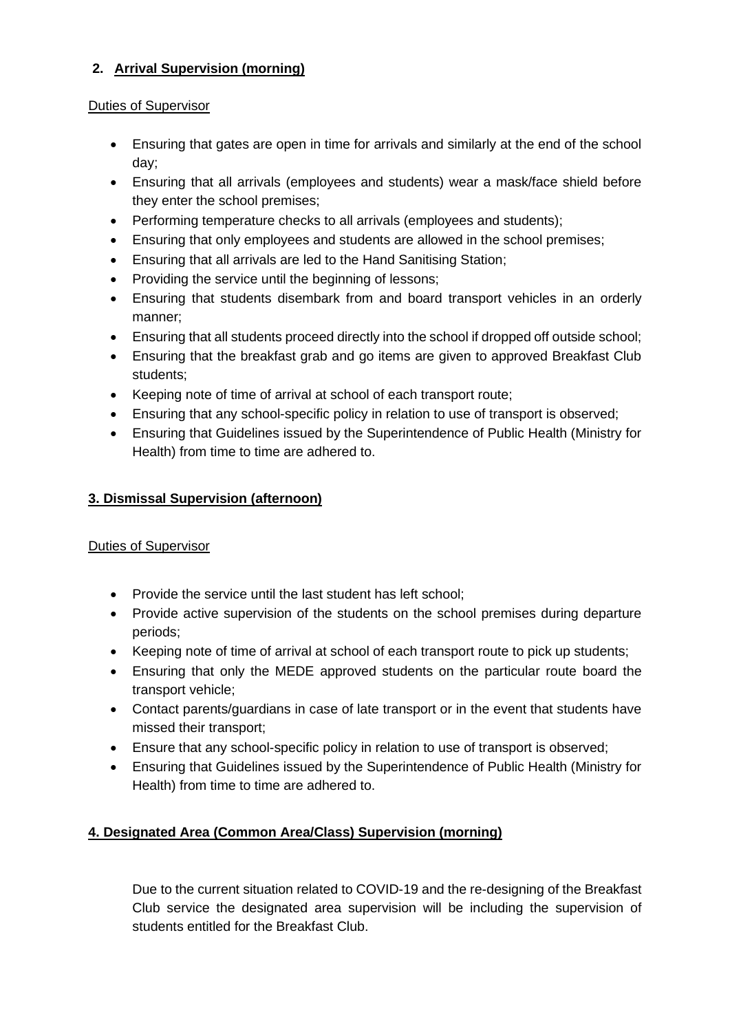## 2. Arrival Supervision (morning)

Duties of Supervisor

- Ensuring that gates are open in time for arrivals and similarly at the end of the school day;
- Ensuring that all arrivals (employees and students) wear a mask/face shield before they enter the school premises;
- Performing temperature checks to all arrivals (employees and students);
- Ensuring that only employees and students are allowed in the school premises;
- Ensuring that all arrivals are led to the Hand Sanitising Station;
- Providing the service until the beginning of lessons;
- Ensuring that students disembark from and board transport vehicles in an orderly manner;
- Ensuring that all students proceed directly into the school if dropped off outside school;
- Ensuring that the breakfast grab and go items are given to approved Breakfast Club students;
- Keeping note of time of arrival at school of each transport route;
- Ensuring that any school-specific policy in relation to use of transport is observed;
- Ensuring that Guidelines issued by the Superintendence of Public Health (Ministry for Health) from time to time are adhered to.

## 3. Dismissal Supervision (afternoon)

Duties of Supervisor

- Provide the service until the last student has left school;
- Provide active supervision of the students on the school premises during departure periods;
- Keeping note of time of arrival at school of each transport route to pick up students;
- Ensuring that only the MEDE approved students on the particular route board the transport vehicle;
- Contact parents/guardians in case of late transport or in the event that students have missed their transport;
- Ensure that any school-specific policy in relation to use of transport is observed;
- Ensuring that Guidelines issued by the Superintendence of Public Health (Ministry for Health) from time to time are adhered to.

## 4. Designated Area (Common Area/Class) Supervision (morning)

Due to the current situation related to COVID-19 and the re-designing of the Breakfast Club service the designated area supervision will be including the supervision of students entitled for the Breakfast Club.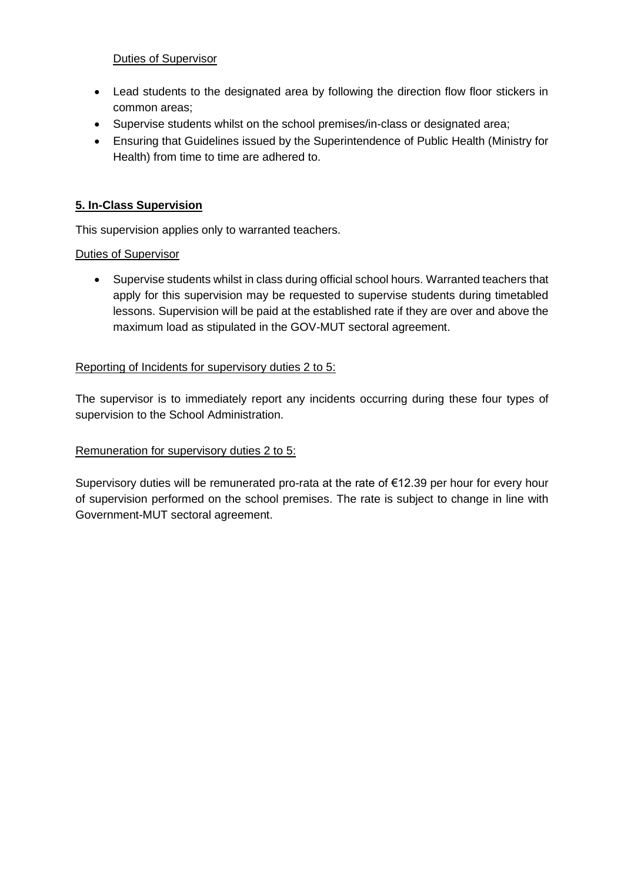Duties of Supervisor

- Lead students to the designated area by following the direction flow floor stickers in common areas;
- Supervise students whilst on the school premises/in-class or designated area;
- Ensuring that Guidelines issued by the Superintendence of Public Health (Ministry for Health) from time to time are adhered to.

## 5. In-Class Supervision

This supervision applies only to warranted teachers.

Duties of Supervisor

- Supervise students whilst in class during official school hours. Warranted teachers that apply for this supervision may be requested to supervise students during timetabled lessons. Supervision will be paid at the established rate if they are over and above the maximum load as stipulated in the GOV-MUT sectoral agreement.

Reporting of Incidents for supervisory duties 2 to 5:

The supervisor is to immediately report any incidents occurring during these four types of supervision to the School Administration.

Remuneration for supervisory duties 2 to 5:

Supervisory duties will be remunerated pro-rata at the rate of €12.39 per hour for every hour of supervision performed on the school premises. The rate is subject to change in line with Government-MUT sectoral agreement.